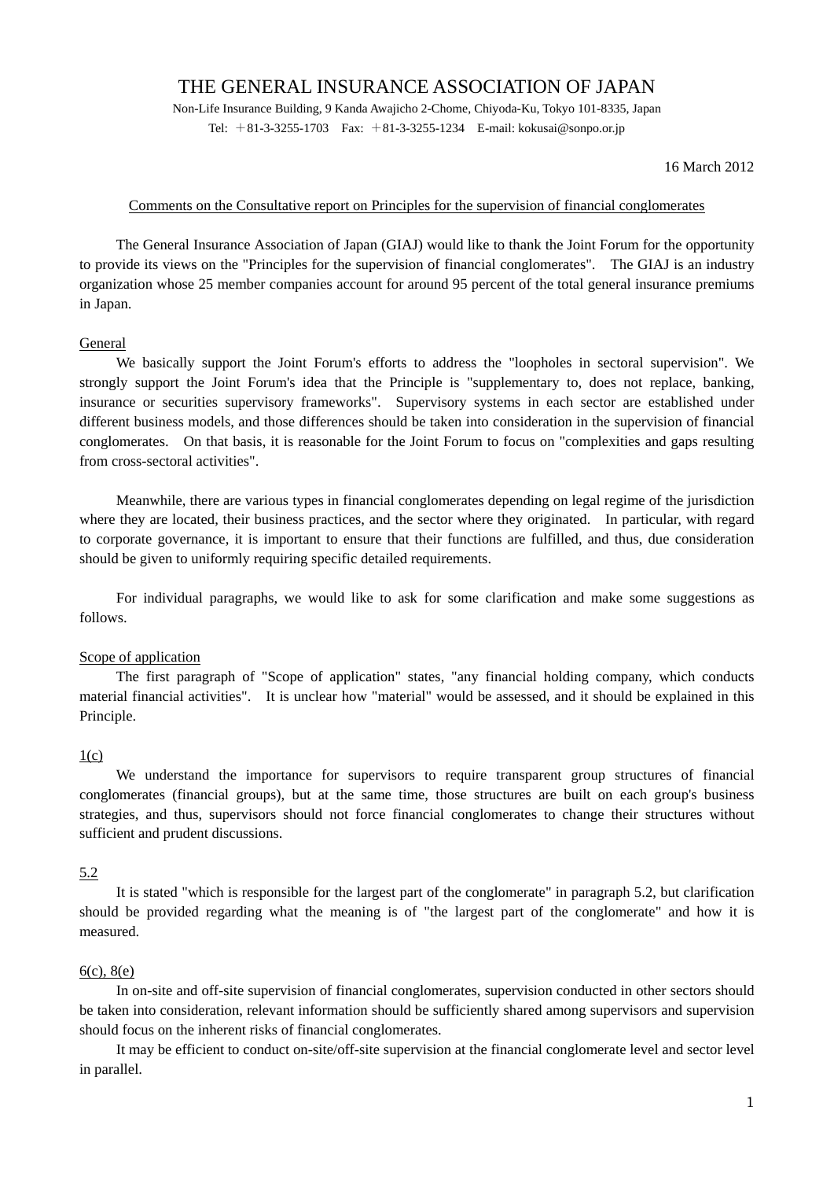# THE GENERAL INSURANCE ASSOCIATION OF JAPAN

Non-Life Insurance Building, 9 Kanda Awajicho 2-Chome, Chiyoda-Ku, Tokyo 101-8335, Japan

Tel: ＋81-3-3255-1703　Fax: ＋81-3-3255-1234　E-mail: kokusai@sonpo.or.jp

16 March 2012

Comments on the Consultative report on Principles for the supervision of financial conglomerates

The General Insurance Association of Japan (GIAJ) would like to thank the Joint Forum for the opportunity to provide its views on the "Principles for the supervision of financial conglomerates". The GIAJ is an industry organization whose 25 member companies account for around 95 percent of the total general insurance premiums in Japan.

## General

We basically support the Joint Forum's efforts to address the "loopholes in sectoral supervision". We strongly support the Joint Forum's idea that the Principle is "supplementary to, does not replace, banking, insurance or securities supervisory frameworks". Supervisory systems in each sector are established under different business models, and those differences should be taken into consideration in the supervision of financial conglomerates. On that basis, it is reasonable for the Joint Forum to focus on "complexities and gaps resulting from cross-sectoral activities".

Meanwhile, there are various types in financial conglomerates depending on legal regime of the jurisdiction where they are located, their business practices, and the sector where they originated. In particular, with regard to corporate governance, it is important to ensure that their functions are fulfilled, and thus, due consideration should be given to uniformly requiring specific detailed requirements.

For individual paragraphs, we would like to ask for some clarification and make some suggestions as follows.

## Scope of application

The first paragraph of "Scope of application" states, "any financial holding company, which conducts material financial activities". It is unclear how "material" would be assessed, and it should be explained in this Principle.

## 1(c)

We understand the importance for supervisors to require transparent group structures of financial conglomerates (financial groups), but at the same time, those structures are built on each group's business strategies, and thus, supervisors should not force financial conglomerates to change their structures without sufficient and prudent discussions.

## 5.2

It is stated "which is responsible for the largest part of the conglomerate" in paragraph 5.2, but clarification should be provided regarding what the meaning is of "the largest part of the conglomerate" and how it is measured.

## 6(c), 8(e)

In on-site and off-site supervision of financial conglomerates, supervision conducted in other sectors should be taken into consideration, relevant information should be sufficiently shared among supervisors and supervision should focus on the inherent risks of financial conglomerates.

It may be efficient to conduct on-site/off-site supervision at the financial conglomerate level and sector level in parallel.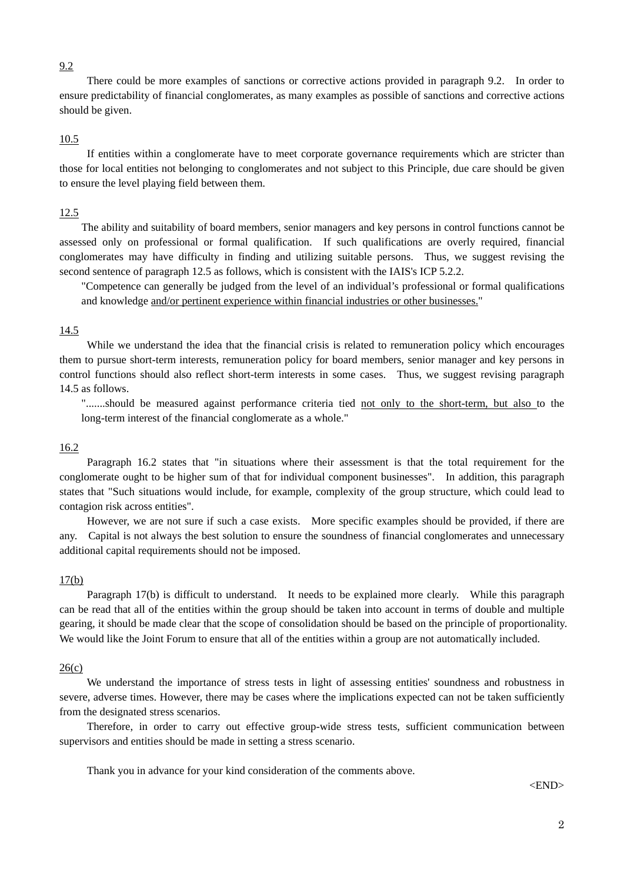<u>9.2</u>

There could be more examples of sanctions or corrective actions provided in paragraph 9.2. In order to ensure predictability of financial conglomerates, as many examples as possible of sanctions and corrective actions should be given.

<u>10.5</u>

If entities within a conglomerate have to meet corporate governance requirements which are stricter than those for local entities not belonging to conglomerates and not subject to this Principle, due care should be given to ensure the level playing field between them.

<u>12.5</u>

The ability and suitability of board members, senior managers and key persons in control functions cannot be assessed only on professional or formal qualification. If such qualifications are overly required, financial conglomerates may have difficulty in finding and utilizing suitable persons. Thus, we suggest revising the second sentence of paragraph 12.5 as follows, which is consistent with the IAIS's ICP 5.2.2.

"Competence can generally be judged from the level of an individual's professional or formal qualifications and knowledge <u>and/or pertinent experience within financial industries or other businesses.</u>"

<u>14.5</u>

While we understand the idea that the financial crisis is related to remuneration policy which encourages them to pursue short-term interests, remuneration policy for board members, senior manager and key persons in control functions should also reflect short-term interests in some cases. Thus, we suggest revising paragraph 14.5 as follows.

".......should be measured against performance criteria tied <u>not only to the short-term, but also</u> to the long-term interest of the financial conglomerate as a whole."

<u>16.2</u>

Paragraph 16.2 states that "in situations where their assessment is that the total requirement for the conglomerate ought to be higher sum of that for individual component businesses". In addition, this paragraph states that "Such situations would include, for example, complexity of the group structure, which could lead to contagion risk across entities".

However, we are not sure if such a case exists. More specific examples should be provided, if there are any. Capital is not always the best solution to ensure the soundness of financial conglomerates and unnecessary additional capital requirements should not be imposed.

<u>17(b)</u>

Paragraph 17(b) is difficult to understand. It needs to be explained more clearly. While this paragraph can be read that all of the entities within the group should be taken into account in terms of double and multiple gearing, it should be made clear that the scope of consolidation should be based on the principle of proportionality. We would like the Joint Forum to ensure that all of the entities within a group are not automatically included.

<u>26(c)</u>

We understand the importance of stress tests in light of assessing entities' soundness and robustness in severe, adverse times. However, there may be cases where the implications expected can not be taken sufficiently from the designated stress scenarios.

Therefore, in order to carry out effective group-wide stress tests, sufficient communication between supervisors and entities should be made in setting a stress scenario.

Thank you in advance for your kind consideration of the comments above.

<END>